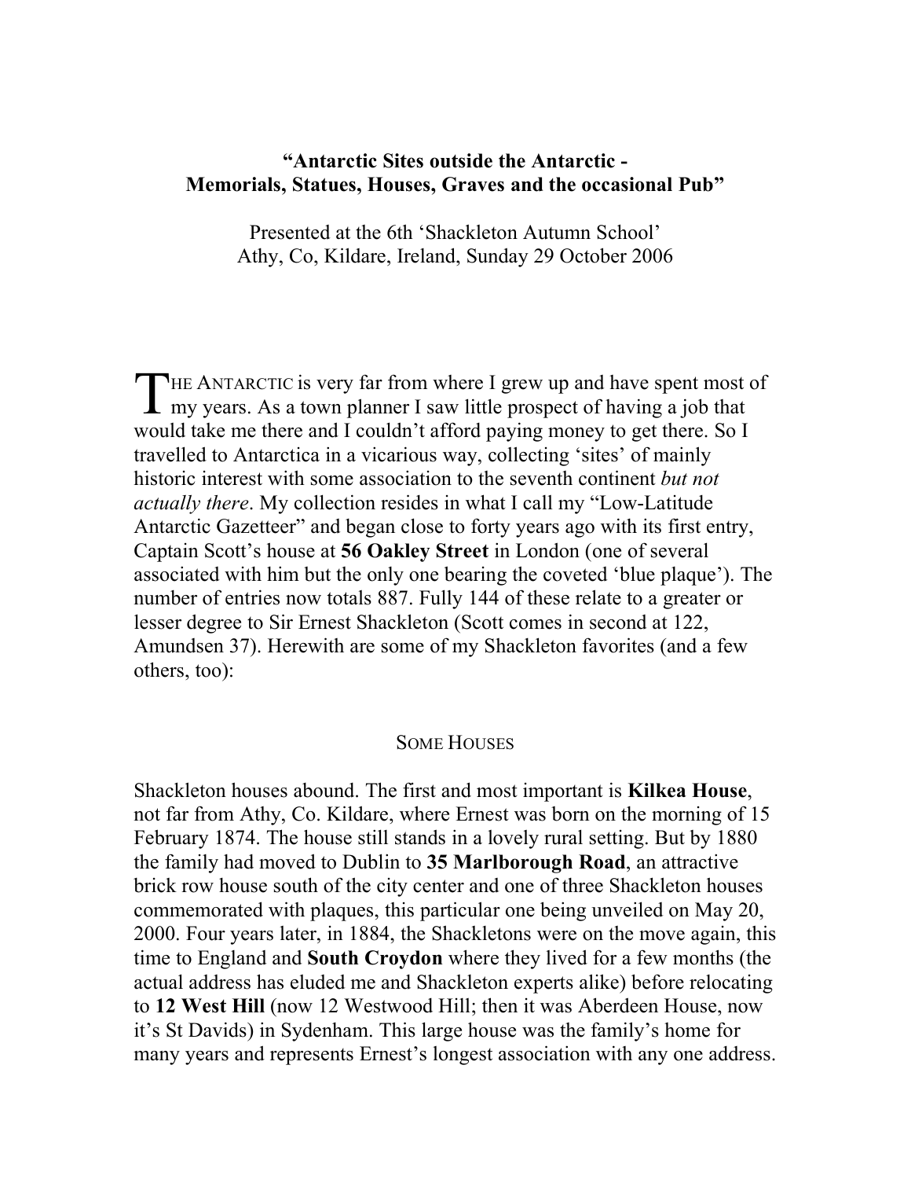**"Antarctic Sites outside the Antarctic - Memorials, Statues, Houses, Graves and the occasional Pub"**

Presented at the 6th 'Shackleton Autumn School'
Athy, Co, Kildare, Ireland, Sunday 29 October 2006

THE ANTARCTIC is very far from where I grew up and have spent most of my years. As a town planner I saw little prospect of having a job that would take me there and I couldn't afford paying money to get there. So I travelled to Antarctica in a vicarious way, collecting 'sites' of mainly historic interest with some association to the seventh continent *but not actually there*. My collection resides in what I call my "Low-Latitude Antarctic Gazetteer" and began close to forty years ago with its first entry, Captain Scott's house at **56 Oakley Street** in London (one of several associated with him but the only one bearing the coveted 'blue plaque'). The number of entries now totals 887. Fully 144 of these relate to a greater or lesser degree to Sir Ernest Shackleton (Scott comes in second at 122, Amundsen 37). Herewith are some of my Shackleton favorites (and a few others, too):

## SOME HOUSES

Shackleton houses abound. The first and most important is **Kilkea House**, not far from Athy, Co. Kildare, where Ernest was born on the morning of 15 February 1874. The house still stands in a lovely rural setting. But by 1880 the family had moved to Dublin to **35 Marlborough Road**, an attractive brick row house south of the city center and one of three Shackleton houses commemorated with plaques, this particular one being unveiled on May 20, 2000. Four years later, in 1884, the Shackletons were on the move again, this time to England and **South Croydon** where they lived for a few months (the actual address has eluded me and Shackleton experts alike) before relocating to **12 West Hill** (now 12 Westwood Hill; then it was Aberdeen House, now it's St Davids) in Sydenham. This large house was the family's home for many years and represents Ernest's longest association with any one address.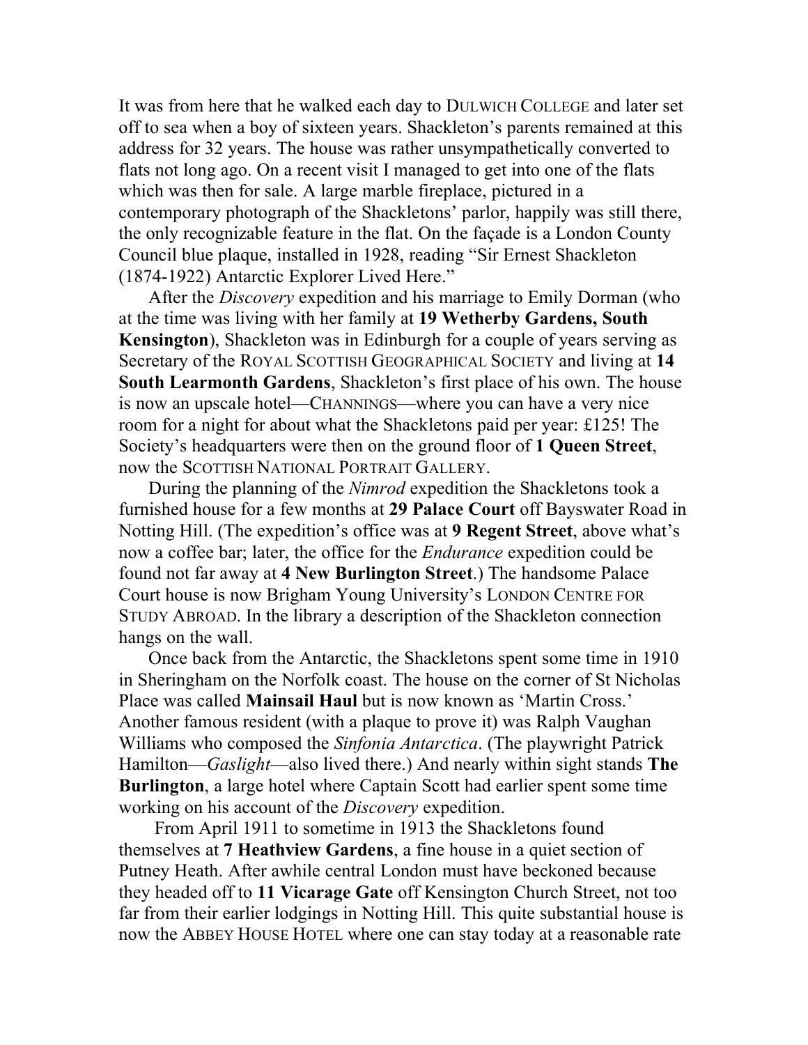It was from here that he walked each day to DULWICH COLLEGE and later set off to sea when a boy of sixteen years. Shackleton's parents remained at this address for 32 years. The house was rather unsympathetically converted to flats not long ago. On a recent visit I managed to get into one of the flats which was then for sale. A large marble fireplace, pictured in a contemporary photograph of the Shackletons' parlor, happily was still there, the only recognizable feature in the flat. On the façade is a London County Council blue plaque, installed in 1928, reading "Sir Ernest Shackleton (1874-1922) Antarctic Explorer Lived Here."

After the *Discovery* expedition and his marriage to Emily Dorman (who at the time was living with her family at **19 Wetherby Gardens, South Kensington**), Shackleton was in Edinburgh for a couple of years serving as Secretary of the ROYAL SCOTTISH GEOGRAPHICAL SOCIETY and living at **14 South Learmonth Gardens**, Shackleton's first place of his own. The house is now an upscale hotel—CHANNINGS—where you can have a very nice room for a night for about what the Shackletons paid per year: £125! The Society's headquarters were then on the ground floor of **1 Queen Street**, now the SCOTTISH NATIONAL PORTRAIT GALLERY.

During the planning of the *Nimrod* expedition the Shackletons took a furnished house for a few months at **29 Palace Court** off Bayswater Road in Notting Hill. (The expedition's office was at **9 Regent Street**, above what's now a coffee bar; later, the office for the *Endurance* expedition could be found not far away at **4 New Burlington Street**.) The handsome Palace Court house is now Brigham Young University's LONDON CENTRE FOR STUDY ABROAD. In the library a description of the Shackleton connection hangs on the wall.

Once back from the Antarctic, the Shackletons spent some time in 1910 in Sheringham on the Norfolk coast. The house on the corner of St Nicholas Place was called **Mainsail Haul** but is now known as 'Martin Cross.' Another famous resident (with a plaque to prove it) was Ralph Vaughan Williams who composed the *Sinfonia Antarctica*. (The playwright Patrick Hamilton—*Gaslight*—also lived there.) And nearly within sight stands **The Burlington**, a large hotel where Captain Scott had earlier spent some time working on his account of the *Discovery* expedition.

From April 1911 to sometime in 1913 the Shackletons found themselves at **7 Heathview Gardens**, a fine house in a quiet section of Putney Heath. After awhile central London must have beckoned because they headed off to **11 Vicarage Gate** off Kensington Church Street, not too far from their earlier lodgings in Notting Hill. This quite substantial house is now the ABBEY HOUSE HOTEL where one can stay today at a reasonable rate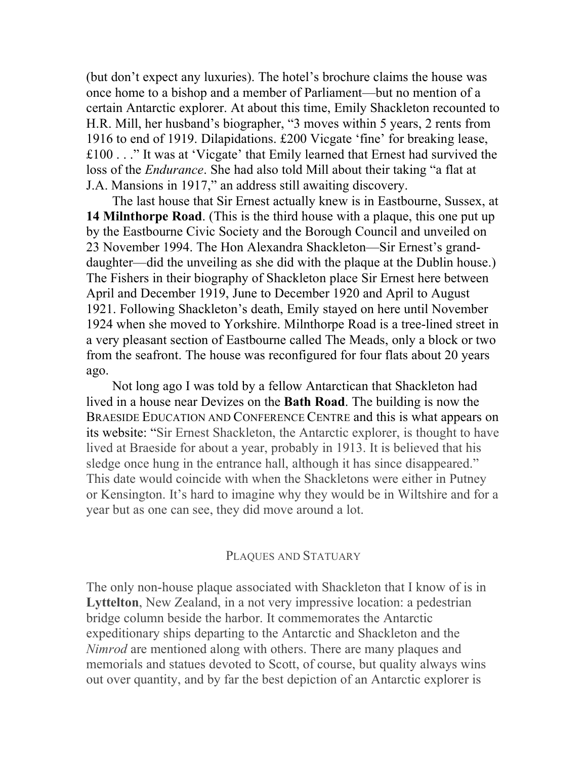(but don't expect any luxuries). The hotel's brochure claims the house was once home to a bishop and a member of Parliament—but no mention of a certain Antarctic explorer. At about this time, Emily Shackleton recounted to H.R. Mill, her husband's biographer, "3 moves within 5 years, 2 rents from 1916 to end of 1919. Dilapidations. £200 Vicgate 'fine' for breaking lease, £100 . . ." It was at 'Vicgate' that Emily learned that Ernest had survived the loss of the *Endurance*. She had also told Mill about their taking "a flat at J.A. Mansions in 1917," an address still awaiting discovery.

The last house that Sir Ernest actually knew is in Eastbourne, Sussex, at **14 Milnthorpe Road**. (This is the third house with a plaque, this one put up by the Eastbourne Civic Society and the Borough Council and unveiled on 23 November 1994. The Hon Alexandra Shackleton—Sir Ernest's grand-daughter—did the unveiling as she did with the plaque at the Dublin house.) The Fishers in their biography of Shackleton place Sir Ernest here between April and December 1919, June to December 1920 and April to August 1921. Following Shackleton's death, Emily stayed on here until November 1924 when she moved to Yorkshire. Milnthorpe Road is a tree-lined street in a very pleasant section of Eastbourne called The Meads, only a block or two from the seafront. The house was reconfigured for four flats about 20 years ago.

Not long ago I was told by a fellow Antarctican that Shackleton had lived in a house near Devizes on the **Bath Road**. The building is now the Braeside Education and Conference Centre and this is what appears on its website: "Sir Ernest Shackleton, the Antarctic explorer, is thought to have lived at Braeside for about a year, probably in 1913. It is believed that his sledge once hung in the entrance hall, although it has since disappeared." This date would coincide with when the Shackletons were either in Putney or Kensington. It's hard to imagine why they would be in Wiltshire and for a year but as one can see, they did move around a lot.

## Plaques and Statuary

The only non-house plaque associated with Shackleton that I know of is in **Lyttelton**, New Zealand, in a not very impressive location: a pedestrian bridge column beside the harbor. It commemorates the Antarctic expeditionary ships departing to the Antarctic and Shackleton and the *Nimrod* are mentioned along with others. There are many plaques and memorials and statues devoted to Scott, of course, but quality always wins out over quantity, and by far the best depiction of an Antarctic explorer is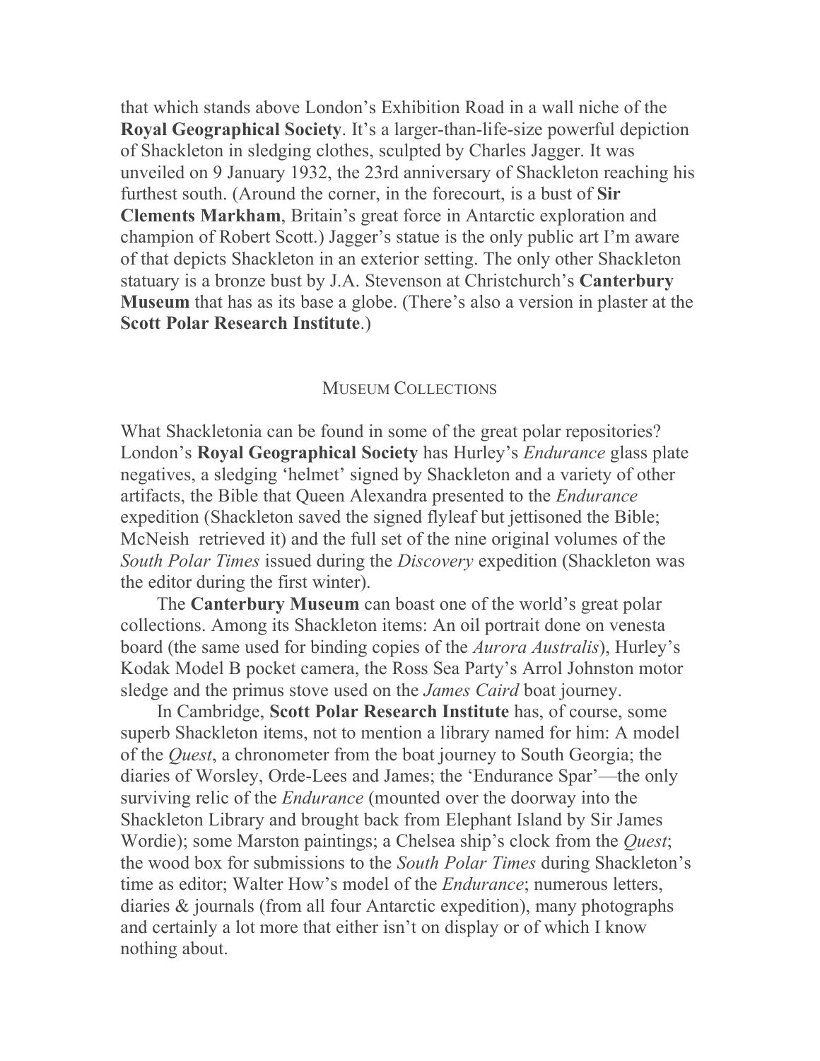that which stands above London's Exhibition Road in a wall niche of the **Royal Geographical Society**. It's a larger-than-life-size powerful depiction of Shackleton in sledging clothes, sculpted by Charles Jagger. It was unveiled on 9 January 1932, the 23rd anniversary of Shackleton reaching his furthest south. (Around the corner, in the forecourt, is a bust of **Sir Clements Markham**, Britain's great force in Antarctic exploration and champion of Robert Scott.) Jagger's statue is the only public art I'm aware of that depicts Shackleton in an exterior setting. The only other Shackleton statuary is a bronze bust by J.A. Stevenson at Christchurch's **Canterbury Museum** that has as its base a globe. (There's also a version in plaster at the **Scott Polar Research Institute**.)

## MUSEUM COLLECTIONS

What Shackletonia can be found in some of the great polar repositories? London's **Royal Geographical Society** has Hurley's *Endurance* glass plate negatives, a sledging 'helmet' signed by Shackleton and a variety of other artifacts, the Bible that Queen Alexandra presented to the *Endurance* expedition (Shackleton saved the signed flyleaf but jettisoned the Bible; McNeish retrieved it) and the full set of the nine original volumes of the *South Polar Times* issued during the *Discovery* expedition (Shackleton was the editor during the first winter).

The **Canterbury Museum** can boast one of the world's great polar collections. Among its Shackleton items: An oil portrait done on venesta board (the same used for binding copies of the *Aurora Australis*), Hurley's Kodak Model B pocket camera, the Ross Sea Party's Arrol Johnston motor sledge and the primus stove used on the *James Caird* boat journey.

In Cambridge, **Scott Polar Research Institute** has, of course, some superb Shackleton items, not to mention a library named for him: A model of the *Quest*, a chronometer from the boat journey to South Georgia; the diaries of Worsley, Orde-Lees and James; the 'Endurance Spar'—the only surviving relic of the *Endurance* (mounted over the doorway into the Shackleton Library and brought back from Elephant Island by Sir James Wordie); some Marston paintings; a Chelsea ship's clock from the *Quest*; the wood box for submissions to the *South Polar Times* during Shackleton's time as editor; Walter How's model of the *Endurance*; numerous letters, diaries & journals (from all four Antarctic expedition), many photographs and certainly a lot more that either isn't on display or of which I know nothing about.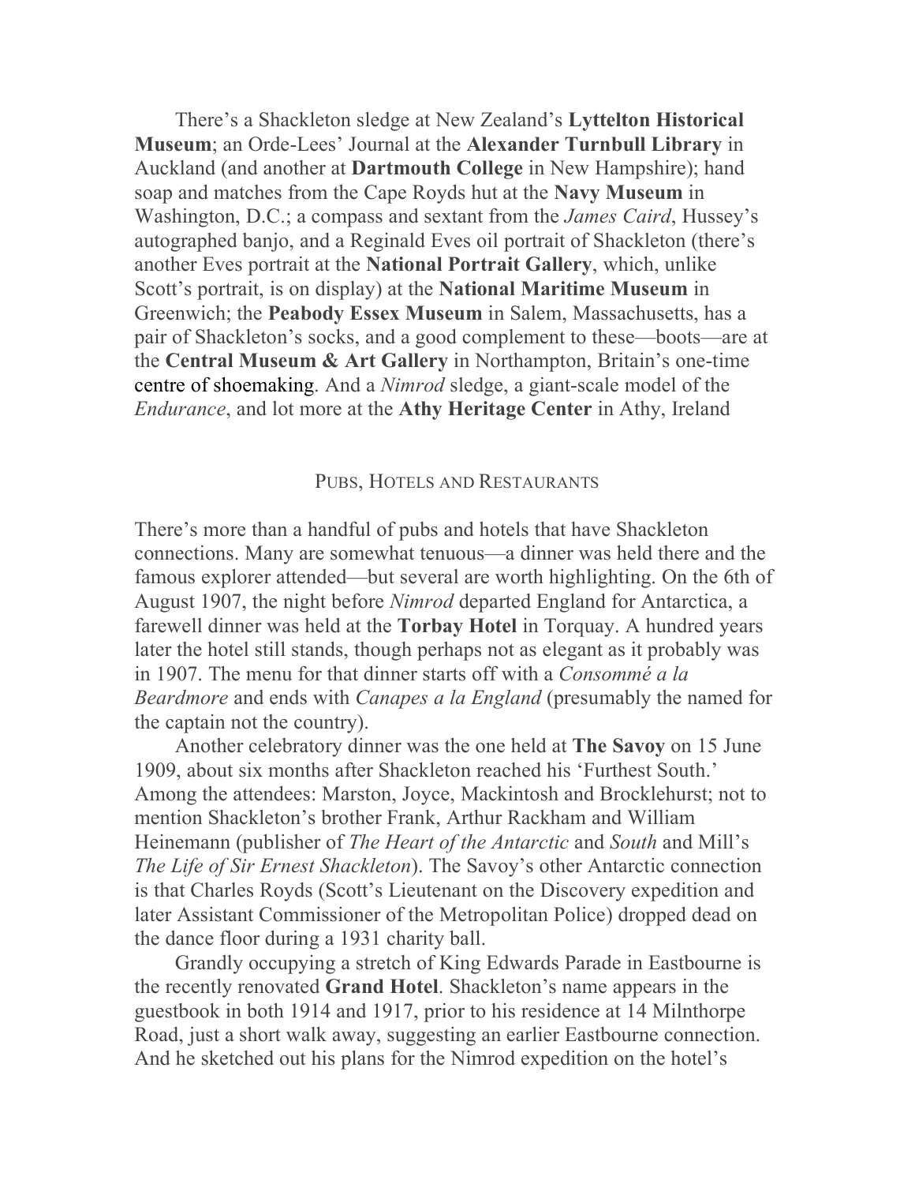There's a Shackleton sledge at New Zealand's **Lyttelton Historical Museum**; an Orde-Lees' Journal at the **Alexander Turnbull Library** in Auckland (and another at **Dartmouth College** in New Hampshire); hand soap and matches from the Cape Royds hut at the **Navy Museum** in Washington, D.C.; a compass and sextant from the *James Caird*, Hussey's autographed banjo, and a Reginald Eves oil portrait of Shackleton (there's another Eves portrait at the **National Portrait Gallery**, which, unlike Scott's portrait, is on display) at the **National Maritime Museum** in Greenwich; the **Peabody Essex Museum** in Salem, Massachusetts, has a pair of Shackleton's socks, and a good complement to these—boots—are at the **Central Museum & Art Gallery** in Northampton, Britain's one-time centre of shoemaking. And a *Nimrod* sledge, a giant-scale model of the *Endurance*, and lot more at the **Athy Heritage Center** in Athy, Ireland

## PUBS, HOTELS AND RESTAURANTS

There's more than a handful of pubs and hotels that have Shackleton connections. Many are somewhat tenuous—a dinner was held there and the famous explorer attended—but several are worth highlighting. On the 6th of August 1907, the night before *Nimrod* departed England for Antarctica, a farewell dinner was held at the **Torbay Hotel** in Torquay. A hundred years later the hotel still stands, though perhaps not as elegant as it probably was in 1907. The menu for that dinner starts off with a *Consommé a la Beardmore* and ends with *Canapes a la England* (presumably the named for the captain not the country).

Another celebratory dinner was the one held at **The Savoy** on 15 June 1909, about six months after Shackleton reached his 'Furthest South.' Among the attendees: Marston, Joyce, Mackintosh and Brocklehurst; not to mention Shackleton's brother Frank, Arthur Rackham and William Heinemann (publisher of *The Heart of the Antarctic* and *South* and Mill's *The Life of Sir Ernest Shackleton*). The Savoy's other Antarctic connection is that Charles Royds (Scott's Lieutenant on the Discovery expedition and later Assistant Commissioner of the Metropolitan Police) dropped dead on the dance floor during a 1931 charity ball.

Grandly occupying a stretch of King Edwards Parade in Eastbourne is the recently renovated **Grand Hotel**. Shackleton's name appears in the guestbook in both 1914 and 1917, prior to his residence at 14 Milnthorpe Road, just a short walk away, suggesting an earlier Eastbourne connection. And he sketched out his plans for the Nimrod expedition on the hotel's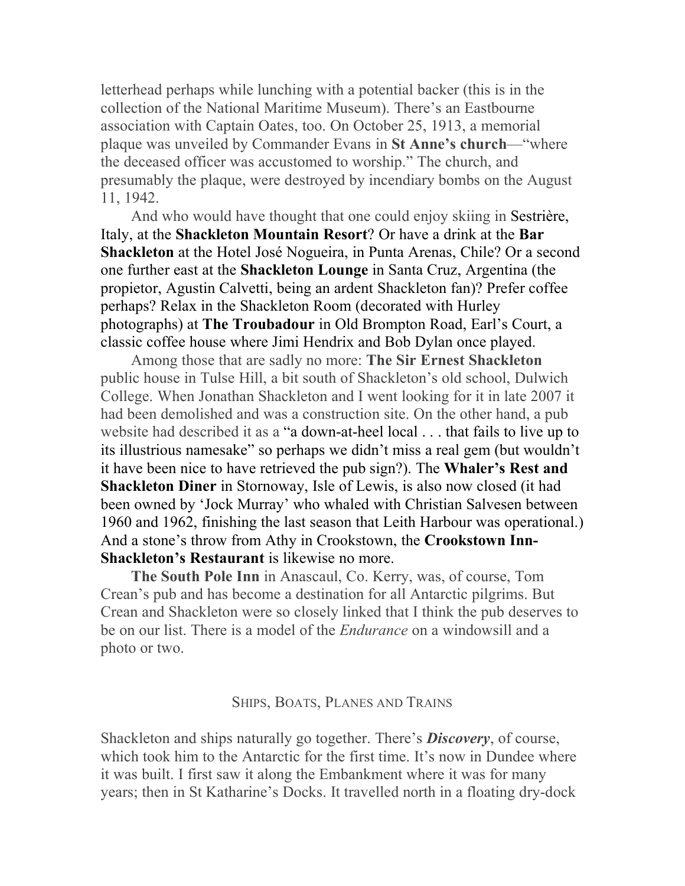letterhead perhaps while lunching with a potential backer (this is in the collection of the National Maritime Museum). There's an Eastbourne association with Captain Oates, too. On October 25, 1913, a memorial plaque was unveiled by Commander Evans in **St Anne's church**—"where the deceased officer was accustomed to worship." The church, and presumably the plaque, were destroyed by incendiary bombs on the August 11, 1942.

And who would have thought that one could enjoy skiing in Sestrière, Italy, at the **Shackleton Mountain Resort**? Or have a drink at the **Bar Shackleton** at the Hotel José Nogueira, in Punta Arenas, Chile? Or a second one further east at the **Shackleton Lounge** in Santa Cruz, Argentina (the propietor, Agustin Calvetti, being an ardent Shackleton fan)? Prefer coffee perhaps? Relax in the Shackleton Room (decorated with Hurley photographs) at **The Troubadour** in Old Brompton Road, Earl's Court, a classic coffee house where Jimi Hendrix and Bob Dylan once played.

Among those that are sadly no more: **The Sir Ernest Shackleton** public house in Tulse Hill, a bit south of Shackleton's old school, Dulwich College. When Jonathan Shackleton and I went looking for it in late 2007 it had been demolished and was a construction site. On the other hand, a pub website had described it as a "a down-at-heel local . . . that fails to live up to its illustrious namesake" so perhaps we didn't miss a real gem (but wouldn't it have been nice to have retrieved the pub sign?). The **Whaler's Rest and Shackleton Diner** in Stornoway, Isle of Lewis, is also now closed (it had been owned by 'Jock Murray' who whaled with Christian Salvesen between 1960 and 1962, finishing the last season that Leith Harbour was operational.) And a stone's throw from Athy in Crookstown, the **Crookstown Inn-Shackleton's Restaurant** is likewise no more.

**The South Pole Inn** in Anascaul, Co. Kerry, was, of course, Tom Crean's pub and has become a destination for all Antarctic pilgrims. But Crean and Shackleton were so closely linked that I think the pub deserves to be on our list. There is a model of the *Endurance* on a windowsill and a photo or two.

## Ships, Boats, Planes and Trains

Shackleton and ships naturally go together. There's ***Discovery***, of course, which took him to the Antarctic for the first time. It's now in Dundee where it was built. I first saw it along the Embankment where it was for many years; then in St Katharine's Docks. It travelled north in a floating dry-dock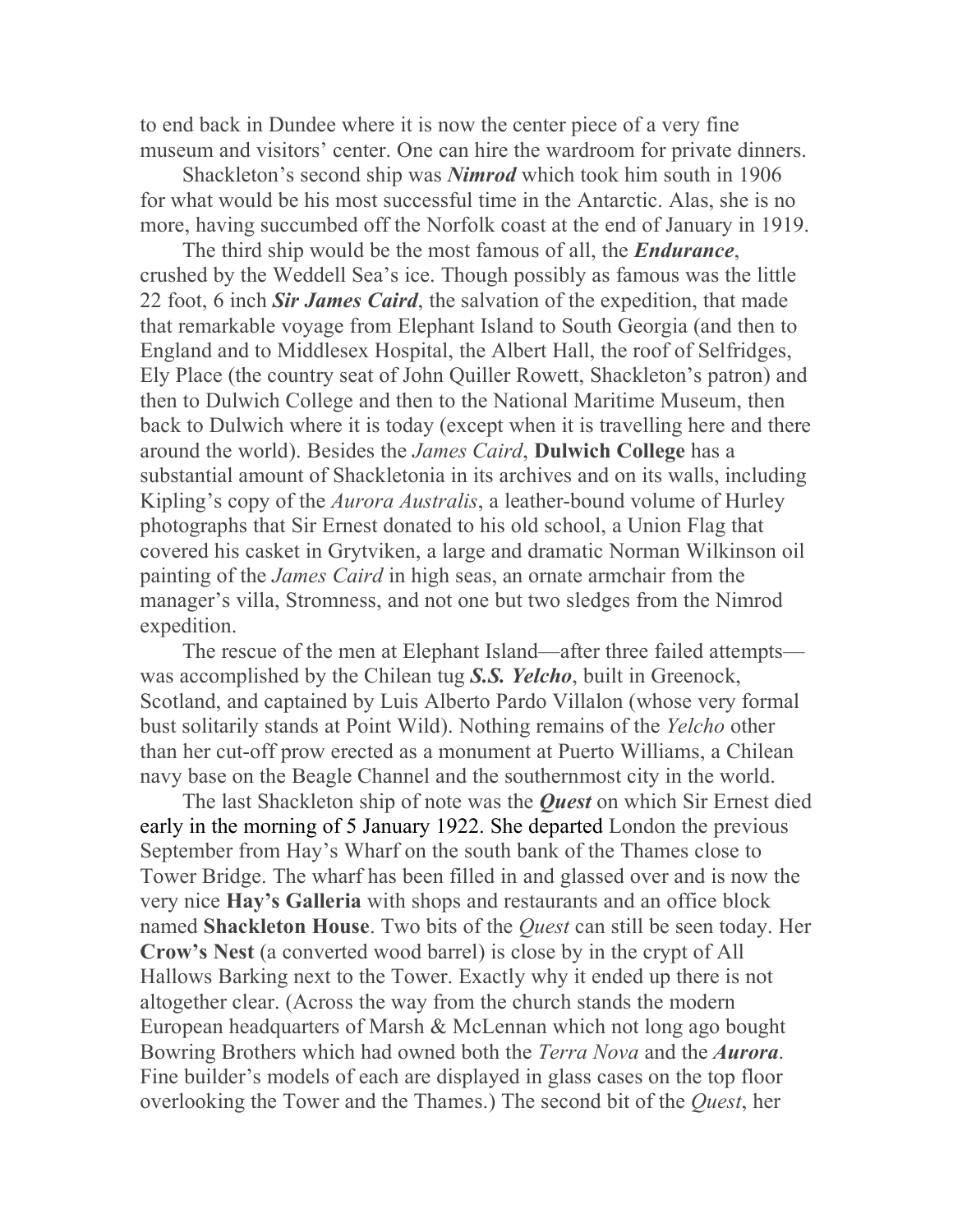to end back in Dundee where it is now the center piece of a very fine museum and visitors' center. One can hire the wardroom for private dinners.

Shackleton's second ship was ***Nimrod*** which took him south in 1906 for what would be his most successful time in the Antarctic. Alas, she is no more, having succumbed off the Norfolk coast at the end of January in 1919.

The third ship would be the most famous of all, the ***Endurance***, crushed by the Weddell Sea's ice. Though possibly as famous was the little 22 foot, 6 inch ***Sir James Caird***, the salvation of the expedition, that made that remarkable voyage from Elephant Island to South Georgia (and then to England and to Middlesex Hospital, the Albert Hall, the roof of Selfridges, Ely Place (the country seat of John Quiller Rowett, Shackleton's patron) and then to Dulwich College and then to the National Maritime Museum, then back to Dulwich where it is today (except when it is travelling here and there around the world). Besides the *James Caird*, **Dulwich College** has a substantial amount of Shackletonia in its archives and on its walls, including Kipling's copy of the *Aurora Australis*, a leather-bound volume of Hurley photographs that Sir Ernest donated to his old school, a Union Flag that covered his casket in Grytviken, a large and dramatic Norman Wilkinson oil painting of the *James Caird* in high seas, an ornate armchair from the manager's villa, Stromness, and not one but two sledges from the Nimrod expedition.

The rescue of the men at Elephant Island—after three failed attempts—was accomplished by the Chilean tug ***S.S. Yelcho***, built in Greenock, Scotland, and captained by Luis Alberto Pardo Villalon (whose very formal bust solitarily stands at Point Wild). Nothing remains of the *Yelcho* other than her cut-off prow erected as a monument at Puerto Williams, a Chilean navy base on the Beagle Channel and the southernmost city in the world.

The last Shackleton ship of note was the ***Quest*** on which Sir Ernest died early in the morning of 5 January 1922. She departed London the previous September from Hay's Wharf on the south bank of the Thames close to Tower Bridge. The wharf has been filled in and glassed over and is now the very nice **Hay's Galleria** with shops and restaurants and an office block named **Shackleton House**. Two bits of the *Quest* can still be seen today. Her **Crow's Nest** (a converted wood barrel) is close by in the crypt of All Hallows Barking next to the Tower. Exactly why it ended up there is not altogether clear. (Across the way from the church stands the modern European headquarters of Marsh & McLennan which not long ago bought Bowring Brothers which had owned both the *Terra Nova* and the ***Aurora***. Fine builder's models of each are displayed in glass cases on the top floor overlooking the Tower and the Thames.) The second bit of the *Quest*, her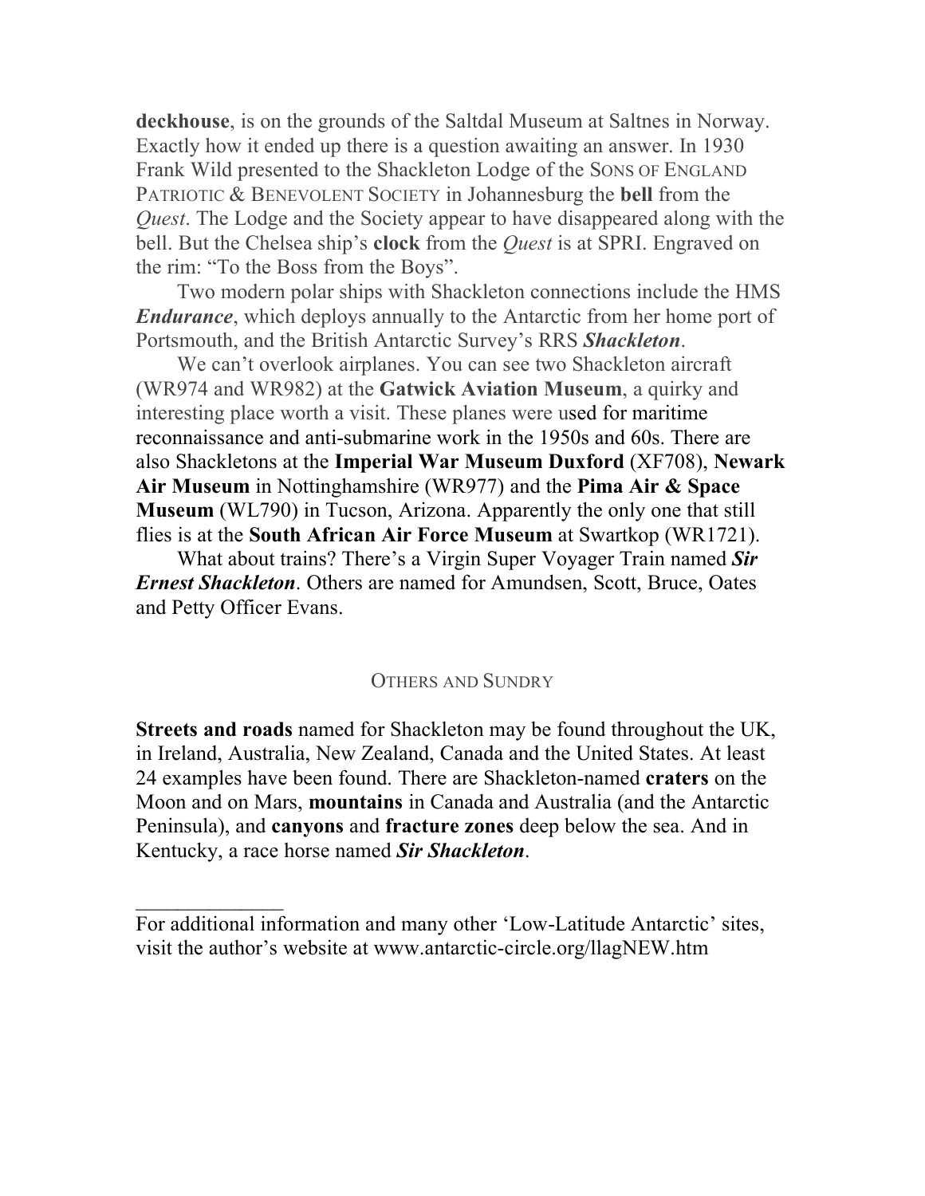**deckhouse**, is on the grounds of the Saltdal Museum at Saltnes in Norway. Exactly how it ended up there is a question awaiting an answer. In 1930 Frank Wild presented to the Shackleton Lodge of the SONS OF ENGLAND PATRIOTIC & BENEVOLENT SOCIETY in Johannesburg the **bell** from the *Quest*. The Lodge and the Society appear to have disappeared along with the bell. But the Chelsea ship's **clock** from the *Quest* is at SPRI. Engraved on the rim: "To the Boss from the Boys".

Two modern polar ships with Shackleton connections include the HMS ***Endurance***, which deploys annually to the Antarctic from her home port of Portsmouth, and the British Antarctic Survey's RRS ***Shackleton***.

We can't overlook airplanes. You can see two Shackleton aircraft (WR974 and WR982) at the **Gatwick Aviation Museum**, a quirky and interesting place worth a visit. These planes were used for maritime reconnaissance and anti-submarine work in the 1950s and 60s. There are also Shackletons at the **Imperial War Museum Duxford** (XF708), **Newark Air Museum** in Nottinghamshire (WR977) and the **Pima Air & Space Museum** (WL790) in Tucson, Arizona. Apparently the only one that still flies is at the **South African Air Force Museum** at Swartkop (WR1721).

What about trains? There's a Virgin Super Voyager Train named ***Sir Ernest Shackleton***. Others are named for Amundsen, Scott, Bruce, Oates and Petty Officer Evans.

## OTHERS AND SUNDRY

**Streets and roads** named for Shackleton may be found throughout the UK, in Ireland, Australia, New Zealand, Canada and the United States. At least 24 examples have been found. There are Shackleton-named **craters** on the Moon and on Mars, **mountains** in Canada and Australia (and the Antarctic Peninsula), and **canyons** and **fracture zones** deep below the sea. And in Kentucky, a race horse named ***Sir Shackleton***.

---

For additional information and many other 'Low-Latitude Antarctic' sites, visit the author's website at www.antarctic-circle.org/llagNEW.htm